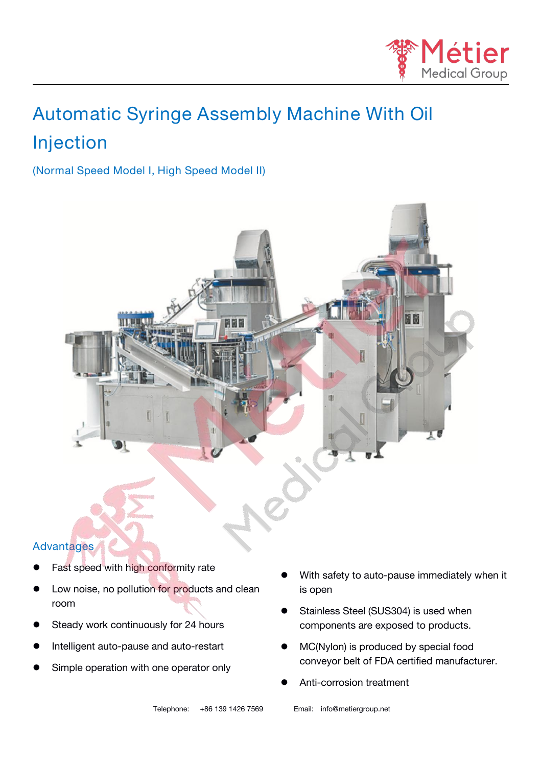# Automatic Syringe Assembly Machine With Oil Injection

(Normal Speed Model I, High Speed Model II)

## Advantages

- Fast speed with high conformity rate
- Low noise, no pollution for products and clean room
- Steady work continuously for 24 hours
- Intelligent auto-pause and auto-restart
- Simple operation with one operator only
- With safety to auto-pause immediately when it is open
- Stainless Steel (SUS304) is used when components are exposed to products.
- MC(Nylon) is produced by special food conveyor belt of FDA certified manufacturer.
- Anti-corrosion treatment

Telephone: +86 139 1426 7569 Email: info@metiergroup.net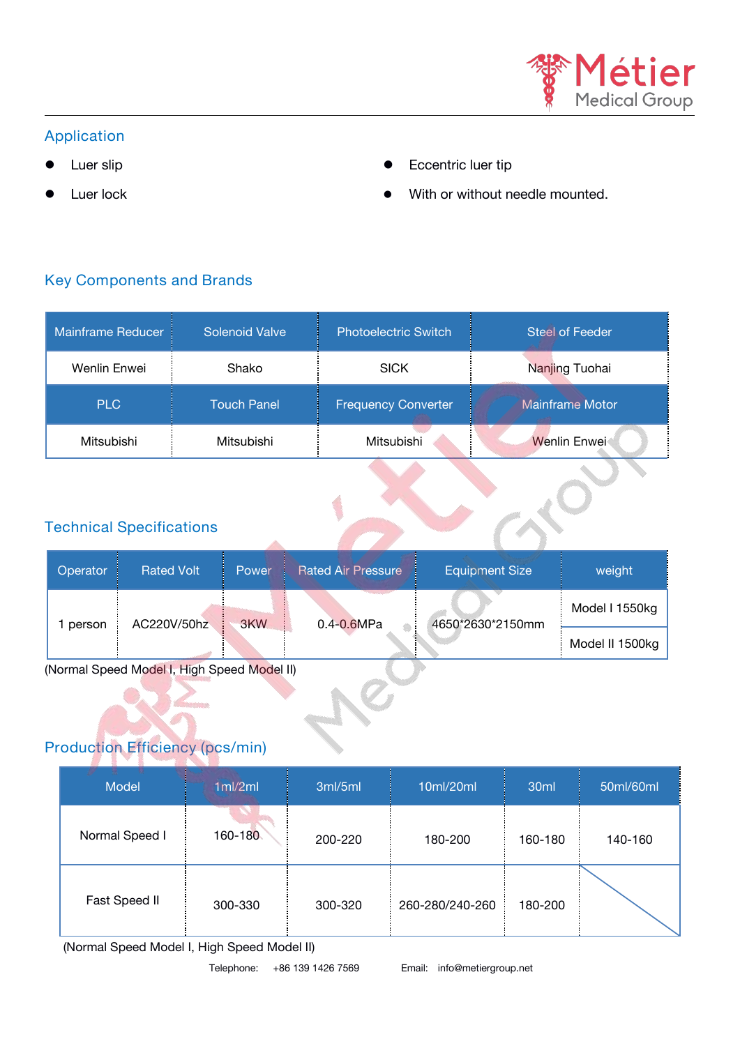## Application

- Luer slip
- Luer lock
- Eccentric luer tip
- With or without needle mounted.

## Key Components and Brands

| Mainframe Reducer | Solenoid Valve | Photoelectric Switch | Steel of Feeder |
|---|---|---|---|
| Wenlin Enwei | Shako | SICK | Nanjing Tuohai |
| PLC | Touch Panel | Frequency Converter | Mainframe Motor |
| Mitsubishi | Mitsubishi | Mitsubishi | Wenlin Enwei |

## Technical Specifications

| Operator | Rated Volt | Power | Rated Air Pressure | Equipment Size | weight |
|---|---|---|---|---|---|
| 1 person | AC220V/50hz | 3KW | 0.4-0.6MPa | 4650*2630*2150mm | Model I 1550kg |
| | | | | | Model II 1500kg |

(Normal Speed Model I, High Speed Model II)

## Production Efficiency (pcs/min)

| Model | 1ml/2ml | 3ml/5ml | 10ml/20ml | 30ml | 50ml/60ml |
|---|---|---|---|---|---|
| Normal Speed I | 160-180 | 200-220 | 180-200 | 160-180 | 140-160 |
| Fast Speed II | 300-330 | 300-320 | 260-280/240-260 | 180-200 | |

(Normal Speed Model I, High Speed Model II)

Telephone: +86 139 1426 7569 Email: info@metiergroup.net